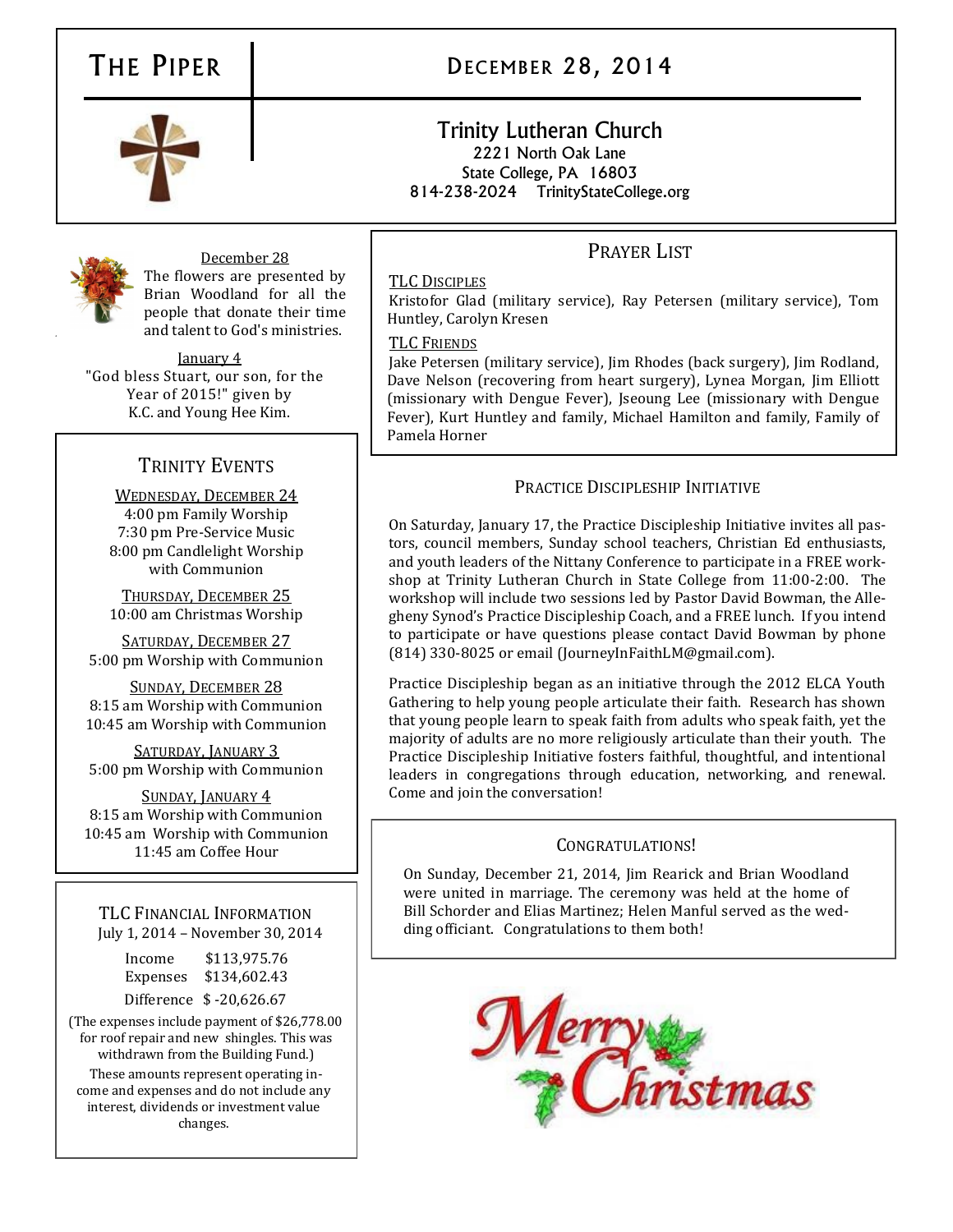# THE PIPER

## DECEMBER 28, 2014

**Trinity Lutheran Church**
2221 North Oak Lane
State College, PA 16803
814-238-2024 TrinityStateCollege.org

December 28
The flowers are presented by Brian Woodland for all the people that donate their time and talent to God's ministries.

January 4
"God bless Stuart, our son, for the Year of 2015!" given by K.C. and Young Hee Kim.

## TRINITY EVENTS

WEDNESDAY, DECEMBER 24
4:00 pm Family Worship
7:30 pm Pre-Service Music
8:00 pm Candlelight Worship with Communion

THURSDAY, DECEMBER 25
10:00 am Christmas Worship

SATURDAY, DECEMBER 27
5:00 pm Worship with Communion

SUNDAY, DECEMBER 28
8:15 am Worship with Communion
10:45 am Worship with Communion

SATURDAY, JANUARY 3
5:00 pm Worship with Communion

SUNDAY, JANUARY 4
8:15 am Worship with Communion
10:45 am Worship with Communion
11:45 am Coffee Hour

## TLC FINANCIAL INFORMATION

July 1, 2014 – November 30, 2014

| | |
|---|---|
| Income | $113,975.76 |
| Expenses | $134,602.43 |
| Difference | $ -20,626.67 |

(The expenses include payment of $26,778.00 for roof repair and new shingles. This was withdrawn from the Building Fund.)

These amounts represent operating income and expenses and do not include any interest, dividends or investment value changes.

## PRAYER LIST

TLC DISCIPLES
Kristofor Glad (military service), Ray Petersen (military service), Tom Huntley, Carolyn Kresen

TLC FRIENDS
Jake Petersen (military service), Jim Rhodes (back surgery), Jim Rodland, Dave Nelson (recovering from heart surgery), Lynea Morgan, Jim Elliott (missionary with Dengue Fever), Jseoung Lee (missionary with Dengue Fever), Kurt Huntley and family, Michael Hamilton and family, Family of Pamela Horner

## PRACTICE DISCIPLESHIP INITIATIVE

On Saturday, January 17, the Practice Discipleship Initiative invites all pastors, council members, Sunday school teachers, Christian Ed enthusiasts, and youth leaders of the Nittany Conference to participate in a FREE workshop at Trinity Lutheran Church in State College from 11:00-2:00. The workshop will include two sessions led by Pastor David Bowman, the Allegheny Synod's Practice Discipleship Coach, and a FREE lunch. If you intend to participate or have questions please contact David Bowman by phone (814) 330-8025 or email (JourneyInFaithLM@gmail.com).

Practice Discipleship began as an initiative through the 2012 ELCA Youth Gathering to help young people articulate their faith. Research has shown that young people learn to speak faith from adults who speak faith, yet the majority of adults are no more religiously articulate than their youth. The Practice Discipleship Initiative fosters faithful, thoughtful, and intentional leaders in congregations through education, networking, and renewal. Come and join the conversation!

## CONGRATULATIONS!

On Sunday, December 21, 2014, Jim Rearick and Brian Woodland were united in marriage. The ceremony was held at the home of Bill Schorder and Elias Martinez; Helen Manful served as the wedding officiant. Congratulations to them both!

Merry Christmas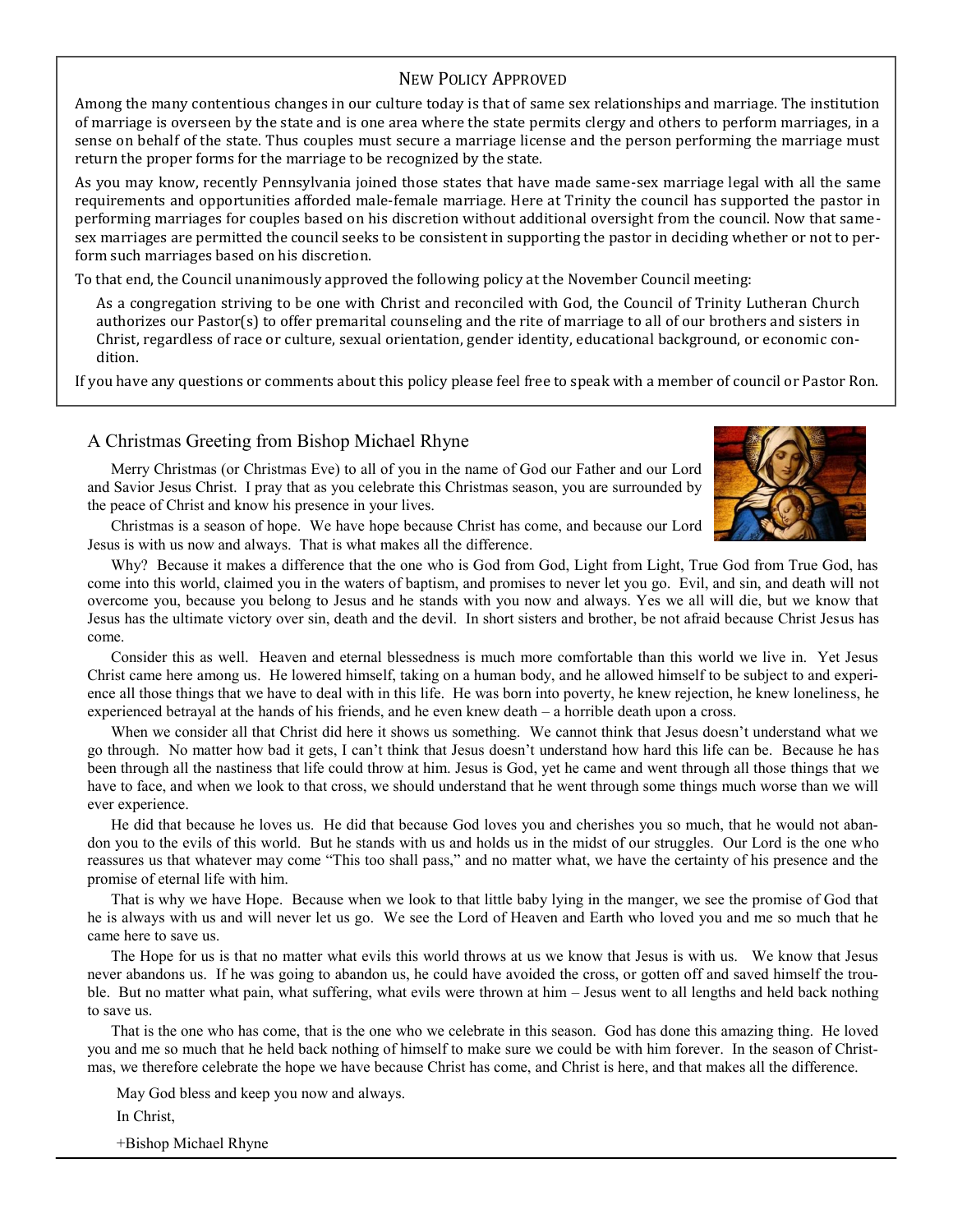## New Policy Approved

Among the many contentious changes in our culture today is that of same sex relationships and marriage. The institution of marriage is overseen by the state and is one area where the state permits clergy and others to perform marriages, in a sense on behalf of the state. Thus couples must secure a marriage license and the person performing the marriage must return the proper forms for the marriage to be recognized by the state.

As you may know, recently Pennsylvania joined those states that have made same-sex marriage legal with all the same requirements and opportunities afforded male-female marriage. Here at Trinity the council has supported the pastor in performing marriages for couples based on his discretion without additional oversight from the council. Now that same-sex marriages are permitted the council seeks to be consistent in supporting the pastor in deciding whether or not to perform such marriages based on his discretion.

To that end, the Council unanimously approved the following policy at the November Council meeting:

> As a congregation striving to be one with Christ and reconciled with God, the Council of Trinity Lutheran Church authorizes our Pastor(s) to offer premarital counseling and the rite of marriage to all of our brothers and sisters in Christ, regardless of race or culture, sexual orientation, gender identity, educational background, or economic condition.

If you have any questions or comments about this policy please feel free to speak with a member of council or Pastor Ron.

## A Christmas Greeting from Bishop Michael Rhyne

Merry Christmas (or Christmas Eve) to all of you in the name of God our Father and our Lord and Savior Jesus Christ. I pray that as you celebrate this Christmas season, you are surrounded by the peace of Christ and know his presence in your lives.

Christmas is a season of hope. We have hope because Christ has come, and because our Lord Jesus is with us now and always. That is what makes all the difference.

Why? Because it makes a difference that the one who is God from God, Light from Light, True God from True God, has come into this world, claimed you in the waters of baptism, and promises to never let you go. Evil, and sin, and death will not overcome you, because you belong to Jesus and he stands with you now and always. Yes we all will die, but we know that Jesus has the ultimate victory over sin, death and the devil. In short sisters and brother, be not afraid because Christ Jesus has come.

Consider this as well. Heaven and eternal blessedness is much more comfortable than this world we live in. Yet Jesus Christ came here among us. He lowered himself, taking on a human body, and he allowed himself to be subject to and experience all those things that we have to deal with in this life. He was born into poverty, he knew rejection, he knew loneliness, he experienced betrayal at the hands of his friends, and he even knew death – a horrible death upon a cross.

When we consider all that Christ did here it shows us something. We cannot think that Jesus doesn't understand what we go through. No matter how bad it gets, I can't think that Jesus doesn't understand how hard this life can be. Because he has been through all the nastiness that life could throw at him. Jesus is God, yet he came and went through all those things that we have to face, and when we look to that cross, we should understand that he went through some things much worse than we will ever experience.

He did that because he loves us. He did that because God loves you and cherishes you so much, that he would not abandon you to the evils of this world. But he stands with us and holds us in the midst of our struggles. Our Lord is the one who reassures us that whatever may come "This too shall pass," and no matter what, we have the certainty of his presence and the promise of eternal life with him.

That is why we have Hope. Because when we look to that little baby lying in the manger, we see the promise of God that he is always with us and will never let us go. We see the Lord of Heaven and Earth who loved you and me so much that he came here to save us.

The Hope for us is that no matter what evils this world throws at us we know that Jesus is with us. We know that Jesus never abandons us. If he was going to abandon us, he could have avoided the cross, or gotten off and saved himself the trouble. But no matter what pain, what suffering, what evils were thrown at him – Jesus went to all lengths and held back nothing to save us.

That is the one who has come, that is the one who we celebrate in this season. God has done this amazing thing. He loved you and me so much that he held back nothing of himself to make sure we could be with him forever. In the season of Christmas, we therefore celebrate the hope we have because Christ has come, and Christ is here, and that makes all the difference.

May God bless and keep you now and always.

In Christ,

+Bishop Michael Rhyne